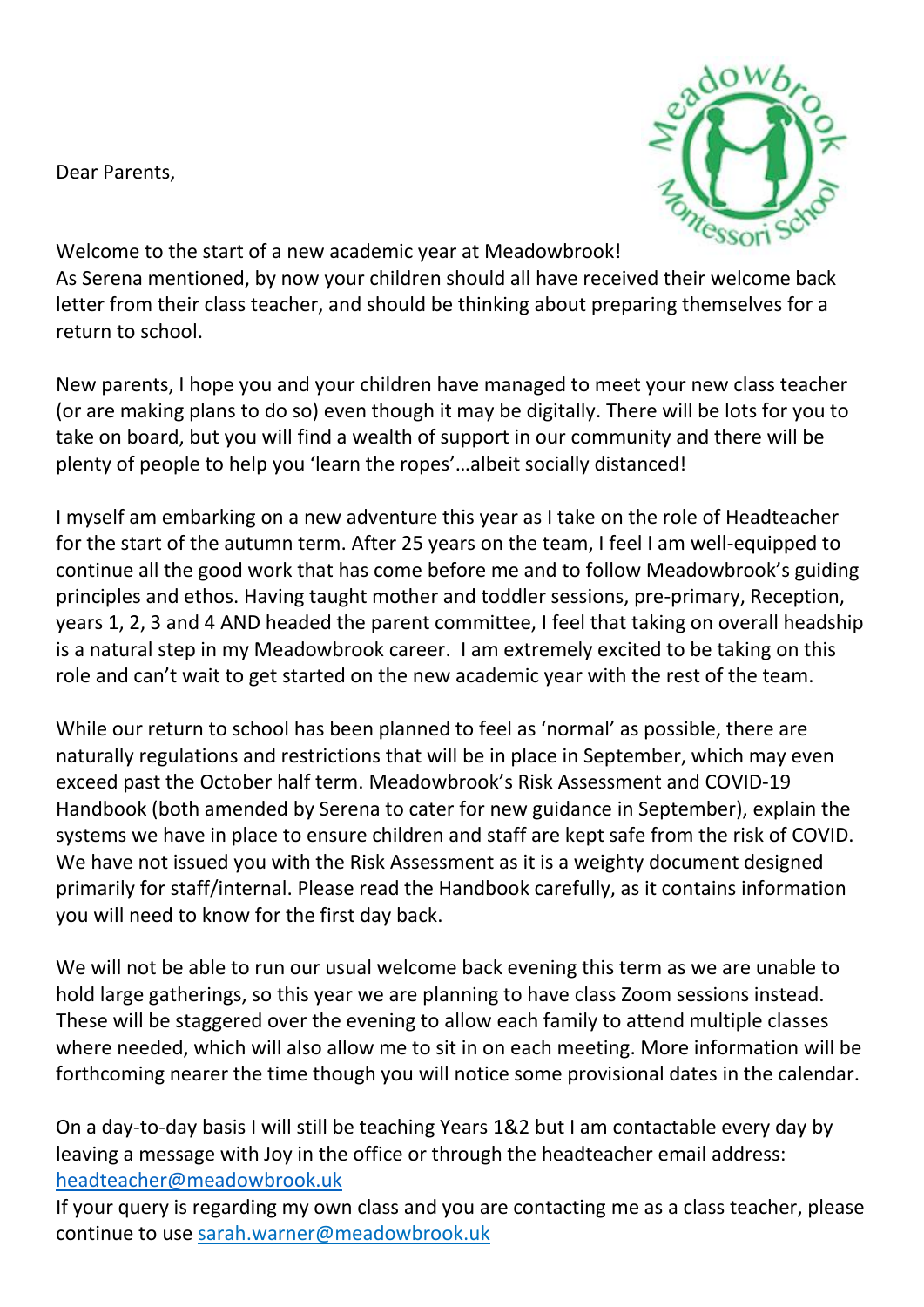Dear Parents,

Welcome to the start of a new academic year at Meadowbrook!
As Serena mentioned, by now your children should all have received their welcome back letter from their class teacher, and should be thinking about preparing themselves for a return to school.

New parents, I hope you and your children have managed to meet your new class teacher (or are making plans to do so) even though it may be digitally. There will be lots for you to take on board, but you will find a wealth of support in our community and there will be plenty of people to help you 'learn the ropes'…albeit socially distanced!

I myself am embarking on a new adventure this year as I take on the role of Headteacher for the start of the autumn term. After 25 years on the team, I feel I am well-equipped to continue all the good work that has come before me and to follow Meadowbrook's guiding principles and ethos. Having taught mother and toddler sessions, pre-primary, Reception, years 1, 2, 3 and 4 AND headed the parent committee, I feel that taking on overall headship is a natural step in my Meadowbrook career. I am extremely excited to be taking on this role and can't wait to get started on the new academic year with the rest of the team.

While our return to school has been planned to feel as 'normal' as possible, there are naturally regulations and restrictions that will be in place in September, which may even exceed past the October half term. Meadowbrook's Risk Assessment and COVID-19 Handbook (both amended by Serena to cater for new guidance in September), explain the systems we have in place to ensure children and staff are kept safe from the risk of COVID. We have not issued you with the Risk Assessment as it is a weighty document designed primarily for staff/internal. Please read the Handbook carefully, as it contains information you will need to know for the first day back.

We will not be able to run our usual welcome back evening this term as we are unable to hold large gatherings, so this year we are planning to have class Zoom sessions instead. These will be staggered over the evening to allow each family to attend multiple classes where needed, which will also allow me to sit in on each meeting. More information will be forthcoming nearer the time though you will notice some provisional dates in the calendar.

On a day-to-day basis I will still be teaching Years 1&2 but I am contactable every day by leaving a message with Joy in the office or through the headteacher email address: headteacher@meadowbrook.uk
If your query is regarding my own class and you are contacting me as a class teacher, please continue to use sarah.warner@meadowbrook.uk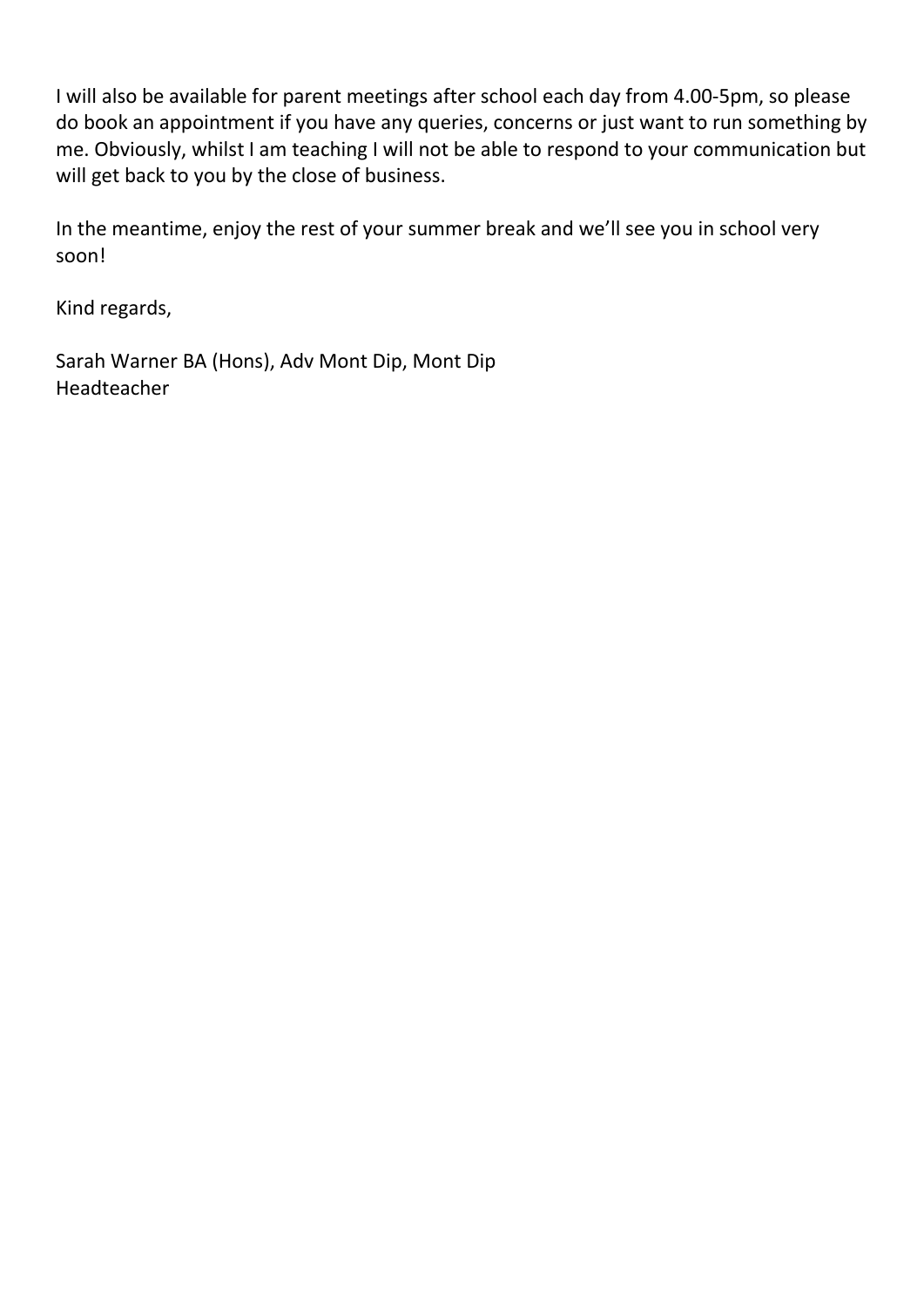I will also be available for parent meetings after school each day from 4.00-5pm, so please do book an appointment if you have any queries, concerns or just want to run something by me. Obviously, whilst I am teaching I will not be able to respond to your communication but will get back to you by the close of business.

In the meantime, enjoy the rest of your summer break and we'll see you in school very soon!

Kind regards,

Sarah Warner BA (Hons), Adv Mont Dip, Mont Dip
Headteacher